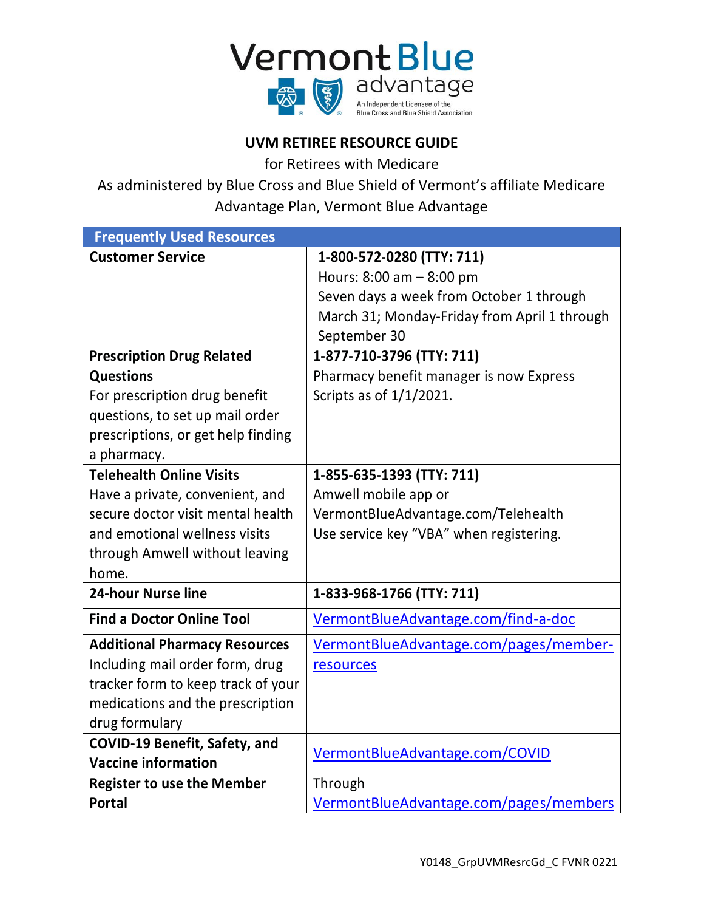Vermont Blue advantage

An Independent Licensee of the Blue Cross and Blue Shield Association.

# UVM RETIREE RESOURCE GUIDE

for Retirees with Medicare

As administered by Blue Cross and Blue Shield of Vermont's affiliate Medicare Advantage Plan, Vermont Blue Advantage

| Frequently Used Resources | |
|---|---|
| **Customer Service** | **1-800-572-0280 (TTY: 711)**<br>Hours: 8:00 am – 8:00 pm<br>Seven days a week from October 1 through March 31; Monday-Friday from April 1 through September 30 |
| **Prescription Drug Related Questions**<br>For prescription drug benefit questions, to set up mail order prescriptions, or get help finding a pharmacy. | **1-877-710-3796 (TTY: 711)**<br>Pharmacy benefit manager is now Express Scripts as of 1/1/2021. |
| **Telehealth Online Visits**<br>Have a private, convenient, and secure doctor visit mental health and emotional wellness visits through Amwell without leaving home. | **1-855-635-1393 (TTY: 711)**<br>Amwell mobile app or VermontBlueAdvantage.com/Telehealth<br>Use service key "VBA" when registering. |
| **24-hour Nurse line** | **1-833-968-1766 (TTY: 711)** |
| **Find a Doctor Online Tool** | VermontBlueAdvantage.com/find-a-doc |
| **Additional Pharmacy Resources**<br>Including mail order form, drug tracker form to keep track of your medications and the prescription drug formulary | VermontBlueAdvantage.com/pages/member-resources |
| **COVID-19 Benefit, Safety, and Vaccine information** | VermontBlueAdvantage.com/COVID |
| **Register to use the Member Portal** | Through VermontBlueAdvantage.com/pages/members |

Y0148_GrpUVMResrcGd_C FVNR 0221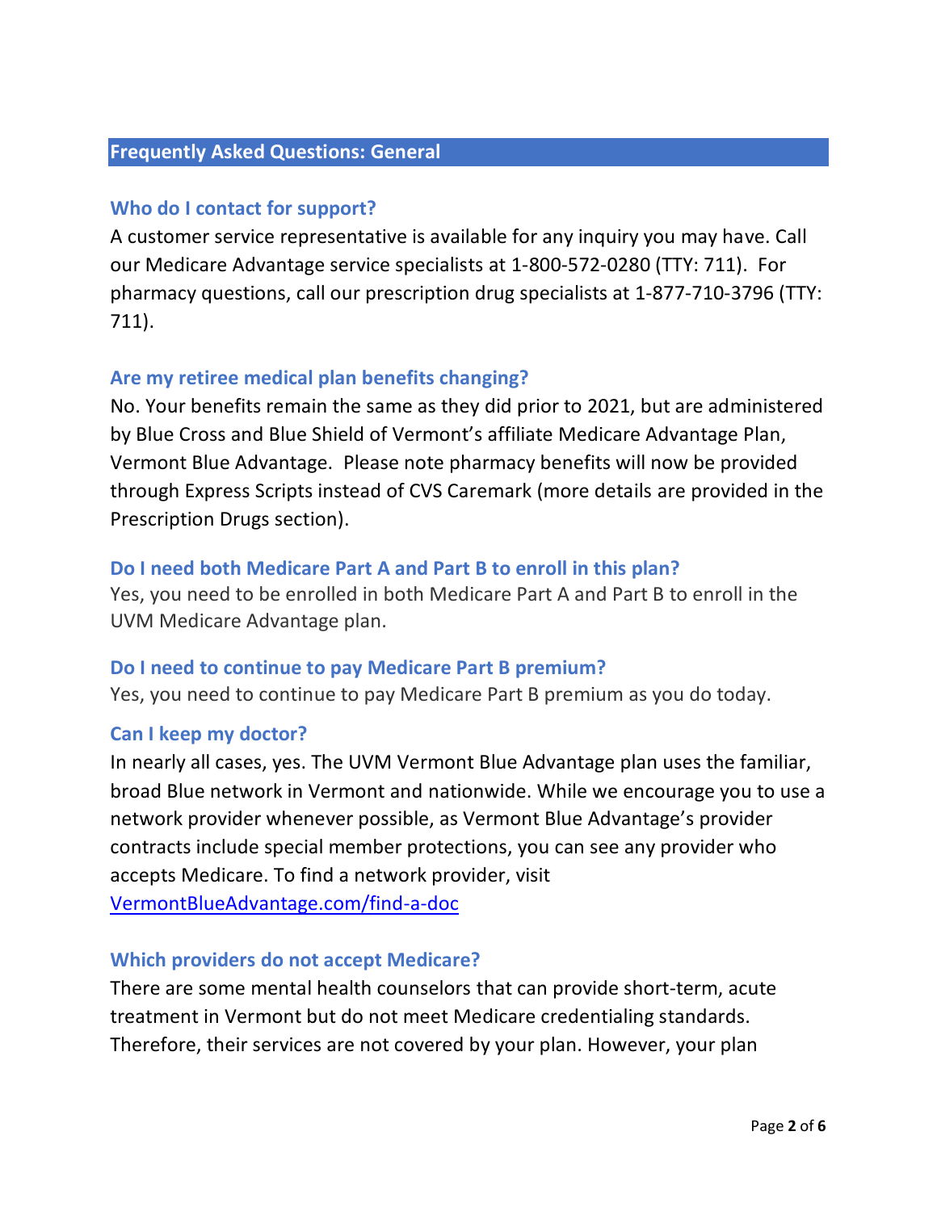## Frequently Asked Questions: General

### Who do I contact for support?

A customer service representative is available for any inquiry you may have. Call our Medicare Advantage service specialists at 1-800-572-0280 (TTY: 711). For pharmacy questions, call our prescription drug specialists at 1-877-710-3796 (TTY: 711).

### Are my retiree medical plan benefits changing?

No. Your benefits remain the same as they did prior to 2021, but are administered by Blue Cross and Blue Shield of Vermont's affiliate Medicare Advantage Plan, Vermont Blue Advantage. Please note pharmacy benefits will now be provided through Express Scripts instead of CVS Caremark (more details are provided in the Prescription Drugs section).

### Do I need both Medicare Part A and Part B to enroll in this plan?

Yes, you need to be enrolled in both Medicare Part A and Part B to enroll in the UVM Medicare Advantage plan.

### Do I need to continue to pay Medicare Part B premium?

Yes, you need to continue to pay Medicare Part B premium as you do today.

### Can I keep my doctor?

In nearly all cases, yes. The UVM Vermont Blue Advantage plan uses the familiar, broad Blue network in Vermont and nationwide. While we encourage you to use a network provider whenever possible, as Vermont Blue Advantage's provider contracts include special member protections, you can see any provider who accepts Medicare. To find a network provider, visit [VermontBlueAdvantage.com/find-a-doc](VermontBlueAdvantage.com/find-a-doc)

### Which providers do not accept Medicare?

There are some mental health counselors that can provide short-term, acute treatment in Vermont but do not meet Medicare credentialing standards. Therefore, their services are not covered by your plan. However, your plan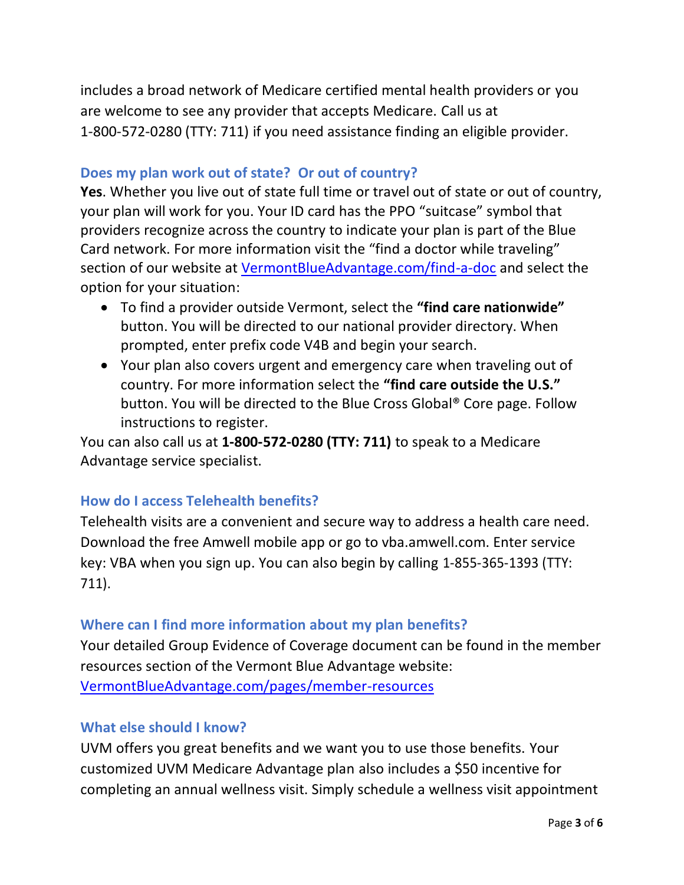includes a broad network of Medicare certified mental health providers or you are welcome to see any provider that accepts Medicare. Call us at 1-800-572-0280 (TTY: 711) if you need assistance finding an eligible provider.

### Does my plan work out of state? Or out of country?

**Yes**. Whether you live out of state full time or travel out of state or out of country, your plan will work for you. Your ID card has the PPO "suitcase" symbol that providers recognize across the country to indicate your plan is part of the Blue Card network. For more information visit the "find a doctor while traveling" section of our website at [VermontBlueAdvantage.com/find-a-doc](VermontBlueAdvantage.com/find-a-doc) and select the option for your situation:

- To find a provider outside Vermont, select the **"find care nationwide"** button. You will be directed to our national provider directory. When prompted, enter prefix code V4B and begin your search.
- Your plan also covers urgent and emergency care when traveling out of country. For more information select the **"find care outside the U.S."** button. You will be directed to the Blue Cross Global® Core page. Follow instructions to register.

You can also call us at **1-800-572-0280 (TTY: 711)** to speak to a Medicare Advantage service specialist.

### How do I access Telehealth benefits?

Telehealth visits are a convenient and secure way to address a health care need. Download the free Amwell mobile app or go to vba.amwell.com. Enter service key: VBA when you sign up. You can also begin by calling 1-855-365-1393 (TTY: 711).

### Where can I find more information about my plan benefits?

Your detailed Group Evidence of Coverage document can be found in the member resources section of the Vermont Blue Advantage website: [VermontBlueAdvantage.com/pages/member-resources](VermontBlueAdvantage.com/pages/member-resources)

### What else should I know?

UVM offers you great benefits and we want you to use those benefits. Your customized UVM Medicare Advantage plan also includes a $50 incentive for completing an annual wellness visit. Simply schedule a wellness visit appointment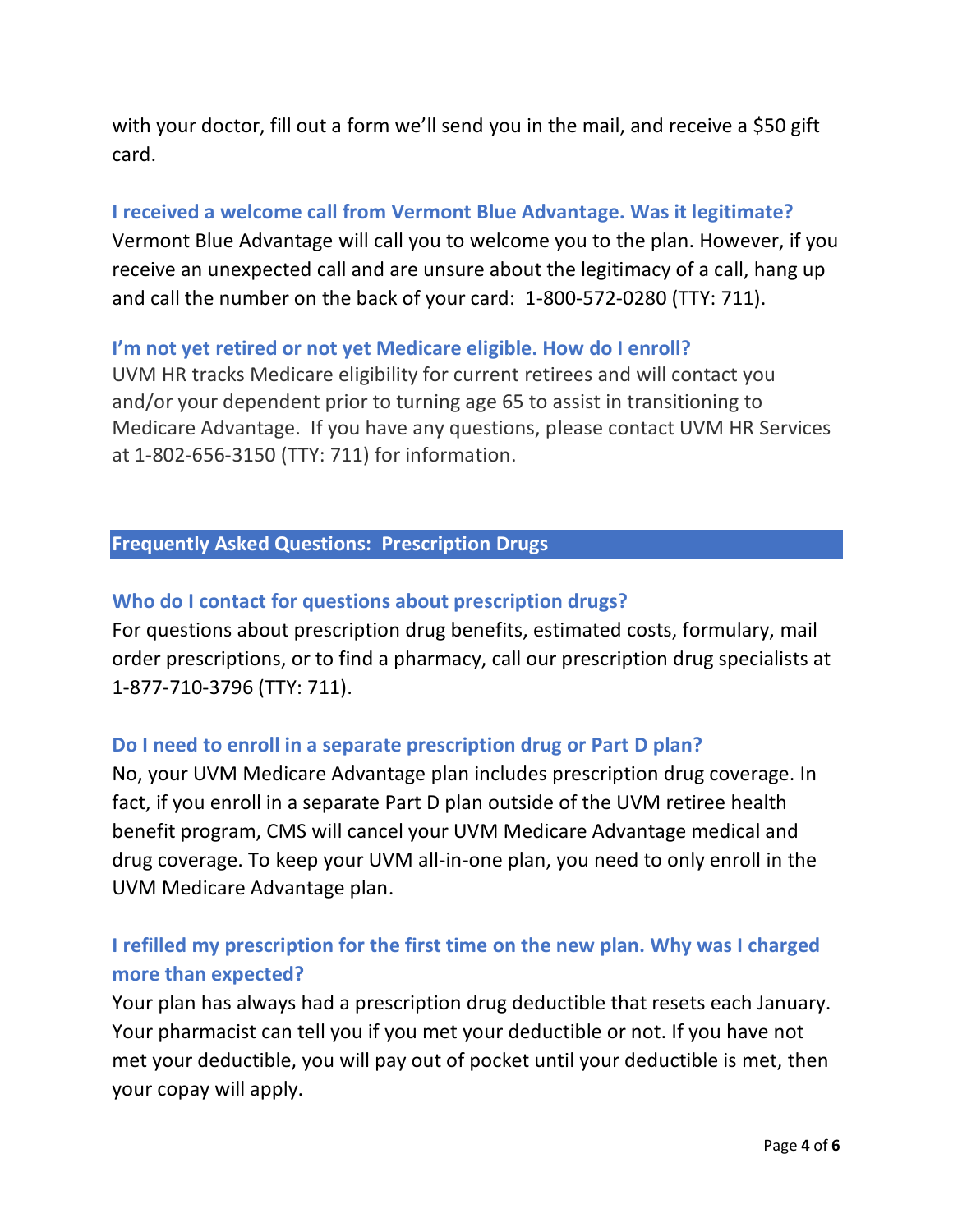with your doctor, fill out a form we'll send you in the mail, and receive a $50 gift card.

### I received a welcome call from Vermont Blue Advantage. Was it legitimate?

Vermont Blue Advantage will call you to welcome you to the plan. However, if you receive an unexpected call and are unsure about the legitimacy of a call, hang up and call the number on the back of your card: 1-800-572-0280 (TTY: 711).

### I'm not yet retired or not yet Medicare eligible. How do I enroll?

UVM HR tracks Medicare eligibility for current retirees and will contact you and/or your dependent prior to turning age 65 to assist in transitioning to Medicare Advantage. If you have any questions, please contact UVM HR Services at 1-802-656-3150 (TTY: 711) for information.

## Frequently Asked Questions: Prescription Drugs

### Who do I contact for questions about prescription drugs?

For questions about prescription drug benefits, estimated costs, formulary, mail order prescriptions, or to find a pharmacy, call our prescription drug specialists at 1-877-710-3796 (TTY: 711).

### Do I need to enroll in a separate prescription drug or Part D plan?

No, your UVM Medicare Advantage plan includes prescription drug coverage. In fact, if you enroll in a separate Part D plan outside of the UVM retiree health benefit program, CMS will cancel your UVM Medicare Advantage medical and drug coverage. To keep your UVM all-in-one plan, you need to only enroll in the UVM Medicare Advantage plan.

### I refilled my prescription for the first time on the new plan. Why was I charged more than expected?

Your plan has always had a prescription drug deductible that resets each January. Your pharmacist can tell you if you met your deductible or not. If you have not met your deductible, you will pay out of pocket until your deductible is met, then your copay will apply.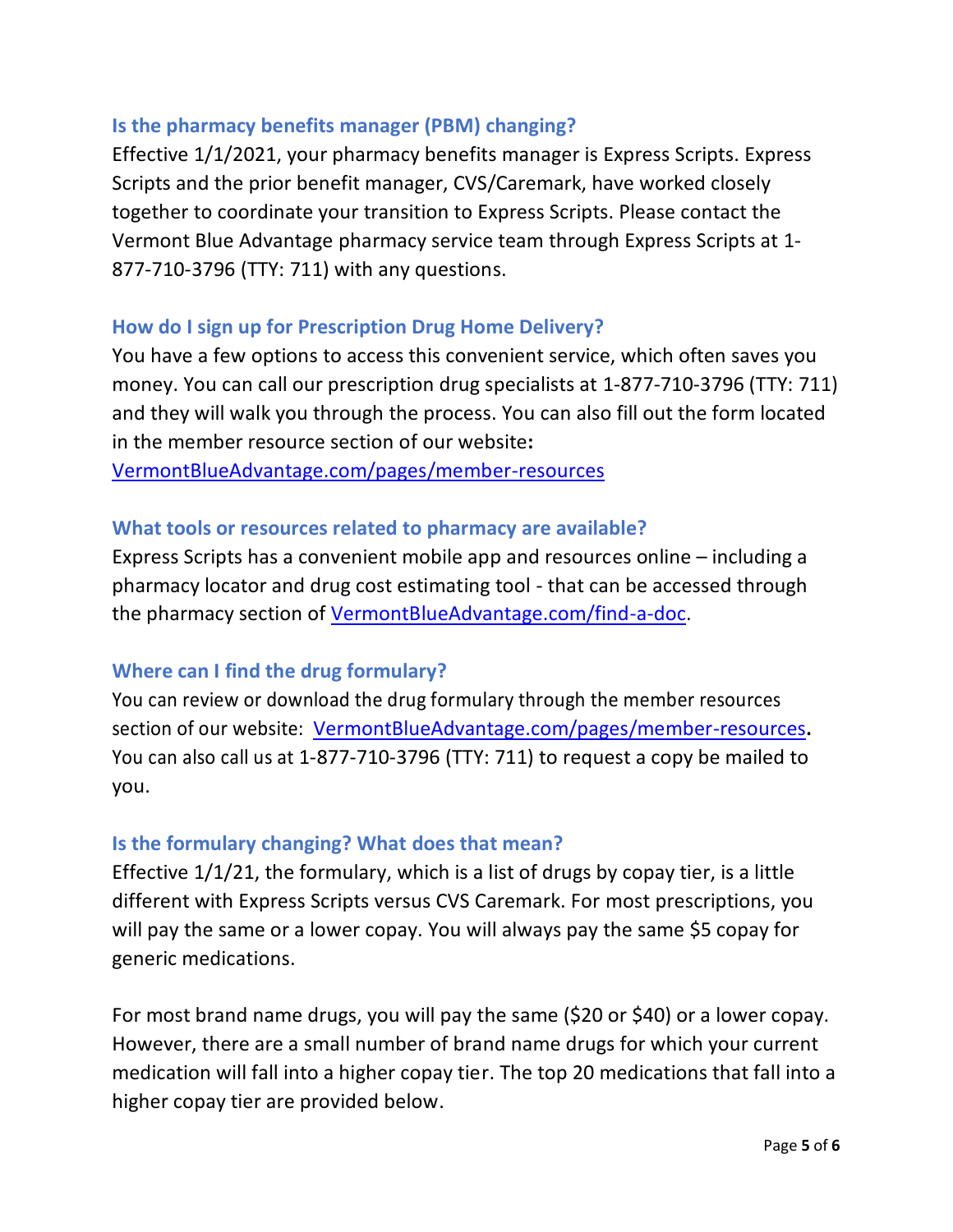### Is the pharmacy benefits manager (PBM) changing?

Effective 1/1/2021, your pharmacy benefits manager is Express Scripts. Express Scripts and the prior benefit manager, CVS/Caremark, have worked closely together to coordinate your transition to Express Scripts. Please contact the Vermont Blue Advantage pharmacy service team through Express Scripts at 1-877-710-3796 (TTY: 711) with any questions.

### How do I sign up for Prescription Drug Home Delivery?

You have a few options to access this convenient service, which often saves you money. You can call our prescription drug specialists at 1-877-710-3796 (TTY: 711) and they will walk you through the process. You can also fill out the form located in the member resource section of our website**:**
[VermontBlueAdvantage.com/pages/member-resources](VermontBlueAdvantage.com/pages/member-resources)

### What tools or resources related to pharmacy are available?

Express Scripts has a convenient mobile app and resources online – including a pharmacy locator and drug cost estimating tool - that can be accessed through the pharmacy section of [VermontBlueAdvantage.com/find-a-doc](VermontBlueAdvantage.com/find-a-doc).

### Where can I find the drug formulary?

You can review or download the drug formulary through the member resources section of our website: [VermontBlueAdvantage.com/pages/member-resources](VermontBlueAdvantage.com/pages/member-resources)**.** You can also call us at 1-877-710-3796 (TTY: 711) to request a copy be mailed to you.

### Is the formulary changing? What does that mean?

Effective 1/1/21, the formulary, which is a list of drugs by copay tier, is a little different with Express Scripts versus CVS Caremark. For most prescriptions, you will pay the same or a lower copay. You will always pay the same $5 copay for generic medications.

For most brand name drugs, you will pay the same ($20 or $40) or a lower copay. However, there are a small number of brand name drugs for which your current medication will fall into a higher copay tier. The top 20 medications that fall into a higher copay tier are provided below.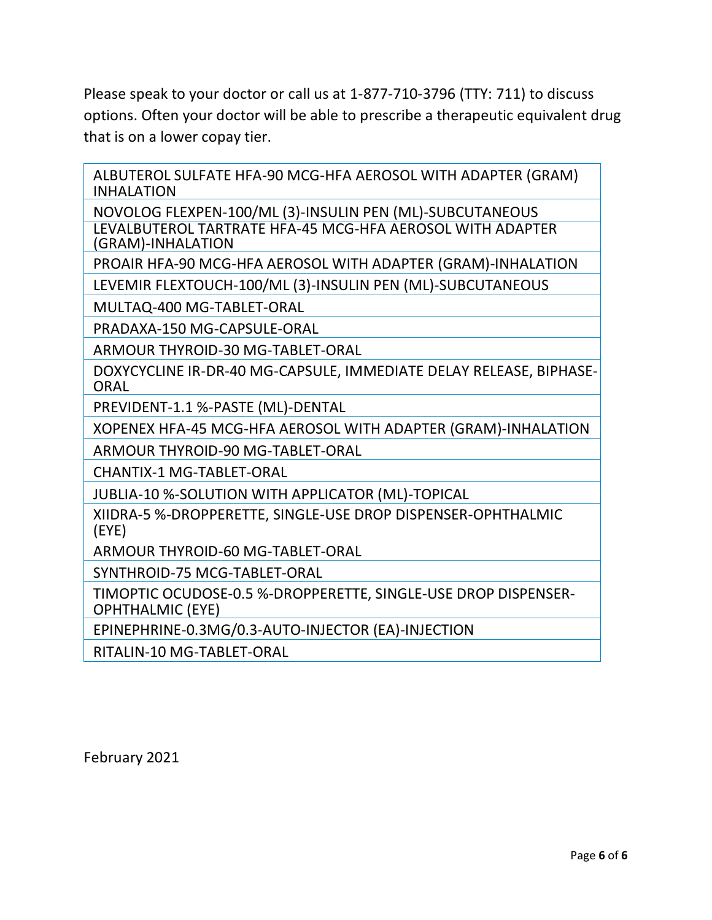Please speak to your doctor or call us at 1-877-710-3796 (TTY: 711) to discuss options. Often your doctor will be able to prescribe a therapeutic equivalent drug that is on a lower copay tier.

| |
|---|
| ALBUTEROL SULFATE HFA-90 MCG-HFA AEROSOL WITH ADAPTER (GRAM) INHALATION |
| NOVOLOG FLEXPEN-100/ML (3)-INSULIN PEN (ML)-SUBCUTANEOUS |
| LEVALBUTEROL TARTRATE HFA-45 MCG-HFA AEROSOL WITH ADAPTER (GRAM)-INHALATION |
| PROAIR HFA-90 MCG-HFA AEROSOL WITH ADAPTER (GRAM)-INHALATION |
| LEVEMIR FLEXTOUCH-100/ML (3)-INSULIN PEN (ML)-SUBCUTANEOUS |
| MULTAQ-400 MG-TABLET-ORAL |
| PRADAXA-150 MG-CAPSULE-ORAL |
| ARMOUR THYROID-30 MG-TABLET-ORAL |
| DOXYCYCLINE IR-DR-40 MG-CAPSULE, IMMEDIATE DELAY RELEASE, BIPHASE-ORAL |
| PREVIDENT-1.1 %-PASTE (ML)-DENTAL |
| XOPENEX HFA-45 MCG-HFA AEROSOL WITH ADAPTER (GRAM)-INHALATION |
| ARMOUR THYROID-90 MG-TABLET-ORAL |
| CHANTIX-1 MG-TABLET-ORAL |
| JUBLIA-10 %-SOLUTION WITH APPLICATOR (ML)-TOPICAL |
| XIIDRA-5 %-DROPPERETTE, SINGLE-USE DROP DISPENSER-OPHTHALMIC (EYE) |
| ARMOUR THYROID-60 MG-TABLET-ORAL |
| SYNTHROID-75 MCG-TABLET-ORAL |
| TIMOPTIC OCUDOSE-0.5 %-DROPPERETTE, SINGLE-USE DROP DISPENSER-OPHTHALMIC (EYE) |
| EPINEPHRINE-0.3MG/0.3-AUTO-INJECTOR (EA)-INJECTION |
| RITALIN-10 MG-TABLET-ORAL |

February 2021